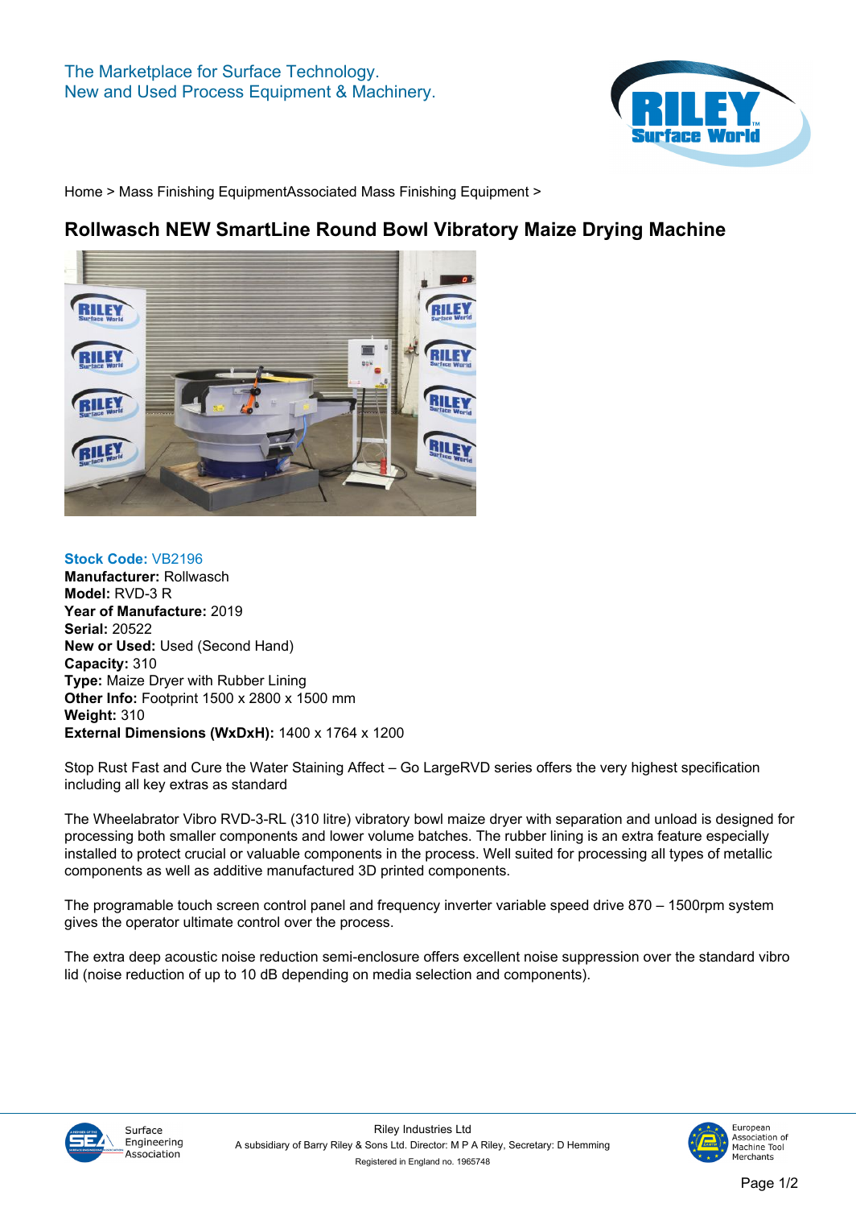The Marketplace for Surface Technology.
New and Used Process Equipment & Machinery.

Home > Mass Finishing EquipmentAssociated Mass Finishing Equipment >

# Rollwasch NEW SmartLine Round Bowl Vibratory Maize Drying Machine

**Stock Code:** VB2196
**Manufacturer:** Rollwasch
**Model:** RVD-3 R
**Year of Manufacture:** 2019
**Serial:** 20522
**New or Used:** Used (Second Hand)
**Capacity:** 310
**Type:** Maize Dryer with Rubber Lining
**Other Info:** Footprint 1500 x 2800 x 1500 mm
**Weight:** 310
**External Dimensions (WxDxH):** 1400 x 1764 x 1200

Stop Rust Fast and Cure the Water Staining Affect – Go LargeRVD series offers the very highest specification including all key extras as standard

The Wheelabrator Vibro RVD-3-RL (310 litre) vibratory bowl maize dryer with separation and unload is designed for processing both smaller components and lower volume batches. The rubber lining is an extra feature especially installed to protect crucial or valuable components in the process. Well suited for processing all types of metallic components as well as additive manufactured 3D printed components.

The programable touch screen control panel and frequency inverter variable speed drive 870 – 1500rpm system gives the operator ultimate control over the process.

The extra deep acoustic noise reduction semi-enclosure offers excellent noise suppression over the standard vibro lid (noise reduction of up to 10 dB depending on media selection and components).

Surface Engineering Association

Riley Industries Ltd
A subsidiary of Barry Riley & Sons Ltd. Director: M P A Riley, Secretary: D Hemming
Registered in England no. 1965748

European Association of Machine Tool Merchants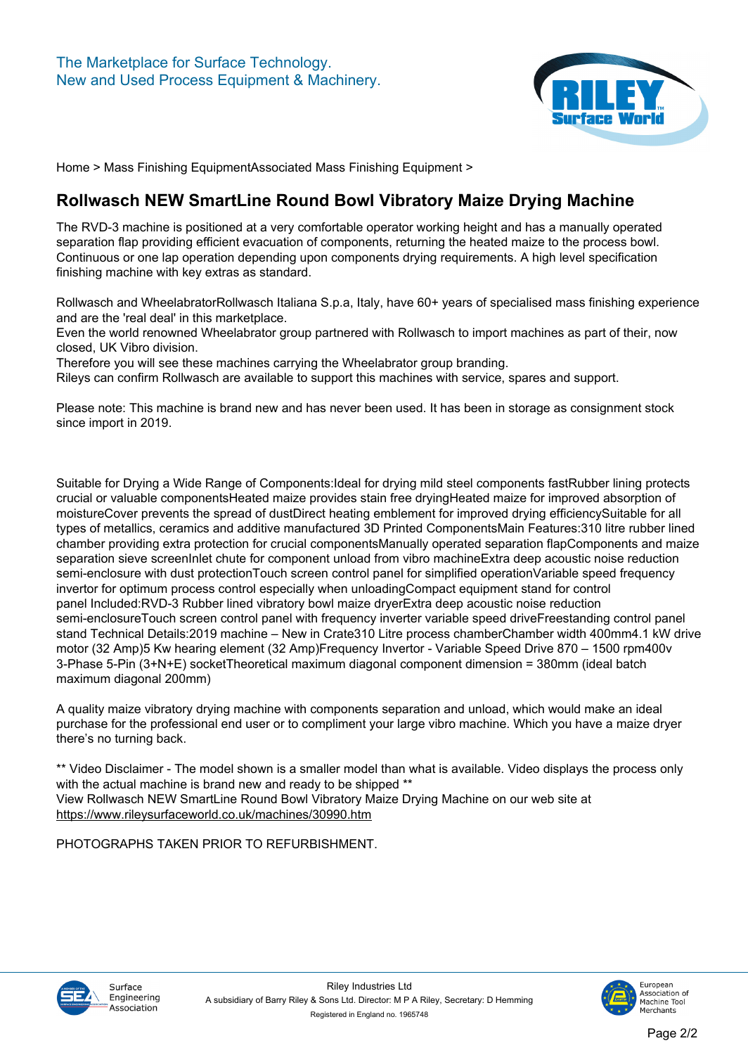The Marketplace for Surface Technology.
New and Used Process Equipment & Machinery.

Home > Mass Finishing EquipmentAssociated Mass Finishing Equipment >

## Rollwasch NEW SmartLine Round Bowl Vibratory Maize Drying Machine

The RVD-3 machine is positioned at a very comfortable operator working height and has a manually operated separation flap providing efficient evacuation of components, returning the heated maize to the process bowl. Continuous or one lap operation depending upon components drying requirements. A high level specification finishing machine with key extras as standard.

Rollwasch and WheelabratorRollwasch Italiana S.p.a, Italy, have 60+ years of specialised mass finishing experience and are the 'real deal' in this marketplace.
Even the world renowned Wheelabrator group partnered with Rollwasch to import machines as part of their, now closed, UK Vibro division.
Therefore you will see these machines carrying the Wheelabrator group branding.
Rileys can confirm Rollwasch are available to support this machines with service, spares and support.

Please note: This machine is brand new and has never been used. It has been in storage as consignment stock since import in 2019.

Suitable for Drying a Wide Range of Components:Ideal for drying mild steel components fastRubber lining protects crucial or valuable componentsHeated maize provides stain free dryingHeated maize for improved absorption of moistureCover prevents the spread of dustDirect heating emblement for improved drying efficiencySuitable for all types of metallics, ceramics and additive manufactured 3D Printed ComponentsMain Features:310 litre rubber lined chamber providing extra protection for crucial componentsManually operated separation flapComponents and maize separation sieve screenInlet chute for component unload from vibro machineExtra deep acoustic noise reduction semi-enclosure with dust protectionTouch screen control panel for simplified operationVariable speed frequency invertor for optimum process control especially when unloadingCompact equipment stand for control panel Included:RVD-3 Rubber lined vibratory bowl maize dryerExtra deep acoustic noise reduction semi-enclosureTouch screen control panel with frequency inverter variable speed driveFreestanding control panel stand Technical Details:2019 machine – New in Crate310 Litre process chamberChamber width 400mm4.1 kW drive motor (32 Amp)5 Kw hearing element (32 Amp)Frequency Invertor - Variable Speed Drive 870 – 1500 rpm400v 3-Phase 5-Pin (3+N+E) socketTheoretical maximum diagonal component dimension = 380mm (ideal batch maximum diagonal 200mm)

A quality maize vibratory drying machine with components separation and unload, which would make an ideal purchase for the professional end user or to compliment your large vibro machine. Which you have a maize dryer there's no turning back.

** Video Disclaimer - The model shown is a smaller model than what is available. Video displays the process only with the actual machine is brand new and ready to be shipped **
View Rollwasch NEW SmartLine Round Bowl Vibratory Maize Drying Machine on our web site at https://www.rileysurfaceworld.co.uk/machines/30990.htm

PHOTOGRAPHS TAKEN PRIOR TO REFURBISHMENT.

Riley Industries Ltd
A subsidiary of Barry Riley & Sons Ltd. Director: M P A Riley, Secretary: D Hemming
Registered in England no. 1965748